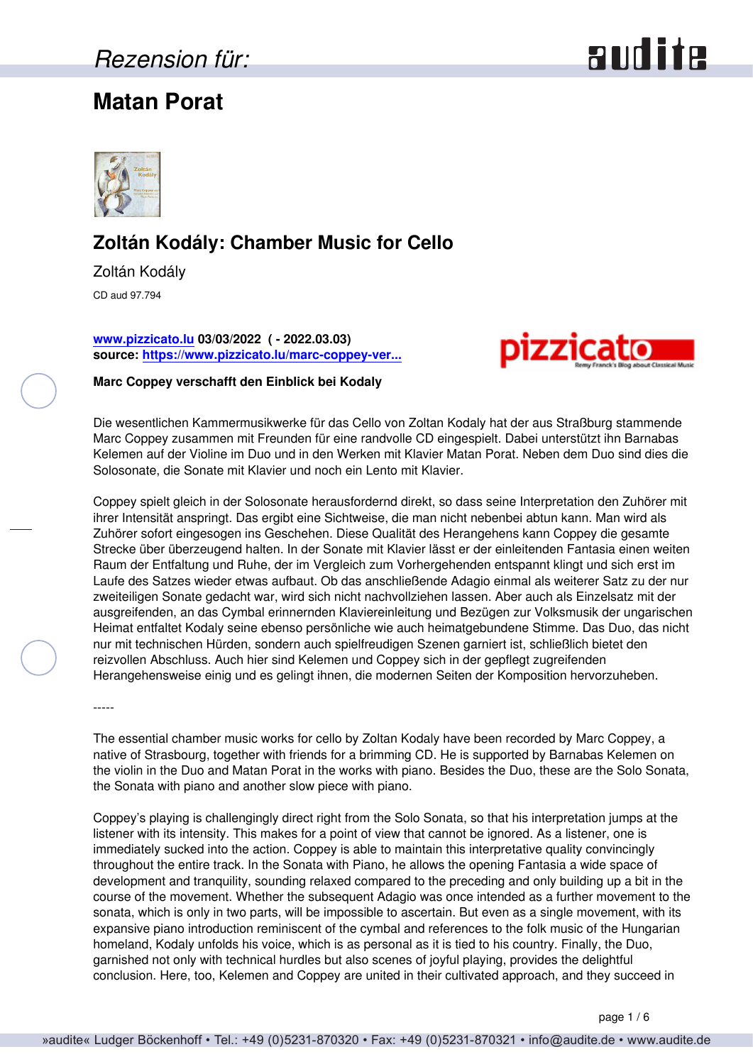Rezension für:

# Matan Porat

## Zoltán Kodály: Chamber Music for Cello

Zoltán Kodály

CD aud 97.794

**www.pizzicato.lu 03/03/2022 ( - 2022.03.03)**
**source: https://www.pizzicato.lu/marc-coppey-ver...**

**Marc Coppey verschafft den Einblick bei Kodaly**

Die wesentlichen Kammermusikwerke für das Cello von Zoltan Kodaly hat der aus Straßburg stammende Marc Coppey zusammen mit Freunden für eine randvolle CD eingespielt. Dabei unterstützt ihn Barnabas Kelemen auf der Violine im Duo und in den Werken mit Klavier Matan Porat. Neben dem Duo sind dies die Solosonate, die Sonate mit Klavier und noch ein Lento mit Klavier.

Coppey spielt gleich in der Solosonate herausfordernd direkt, so dass seine Interpretation den Zuhörer mit ihrer Intensität anspringt. Das ergibt eine Sichtweise, die man nicht nebenbei abtun kann. Man wird als Zuhörer sofort eingesogen ins Geschehen. Diese Qualität des Herangehens kann Coppey die gesamte Strecke über überzeugend halten. In der Sonate mit Klavier lässt er der einleitenden Fantasia einen weiten Raum der Entfaltung und Ruhe, der im Vergleich zum Vorhergehenden entspannt klingt und sich erst im Laufe des Satzes wieder etwas aufbaut. Ob das anschließende Adagio einmal als weiterer Satz zu der nur zweiteiligen Sonate gedacht war, wird sich nicht nachvollziehen lassen. Aber auch als Einzelsatz mit der ausgreifenden, an das Cymbal erinnernden Klaviereinleitung und Bezügen zur Volksmusik der ungarischen Heimat entfaltet Kodaly seine ebenso persönliche wie auch heimatgebundene Stimme. Das Duo, das nicht nur mit technischen Hürden, sondern auch spielfreudigen Szenen garniert ist, schließlich bietet den reizvollen Abschluss. Auch hier sind Kelemen und Coppey sich in der gepflegt zugreifenden Herangehensweise einig und es gelingt ihnen, die modernen Seiten der Komposition hervorzuheben.

-----

The essential chamber music works for cello by Zoltan Kodaly have been recorded by Marc Coppey, a native of Strasbourg, together with friends for a brimming CD. He is supported by Barnabas Kelemen on the violin in the Duo and Matan Porat in the works with piano. Besides the Duo, these are the Solo Sonata, the Sonata with piano and another slow piece with piano.

Coppey's playing is challengingly direct right from the Solo Sonata, so that his interpretation jumps at the listener with its intensity. This makes for a point of view that cannot be ignored. As a listener, one is immediately sucked into the action. Coppey is able to maintain this interpretative quality convincingly throughout the entire track. In the Sonata with Piano, he allows the opening Fantasia a wide space of development and tranquility, sounding relaxed compared to the preceding and only building up a bit in the course of the movement. Whether the subsequent Adagio was once intended as a further movement to the sonata, which is only in two parts, will be impossible to ascertain. But even as a single movement, with its expansive piano introduction reminiscent of the cymbal and references to the folk music of the Hungarian homeland, Kodaly unfolds his voice, which is as personal as it is tied to his country. Finally, the Duo, garnished not only with technical hurdles but also scenes of joyful playing, provides the delightful conclusion. Here, too, Kelemen and Coppey are united in their cultivated approach, and they succeed in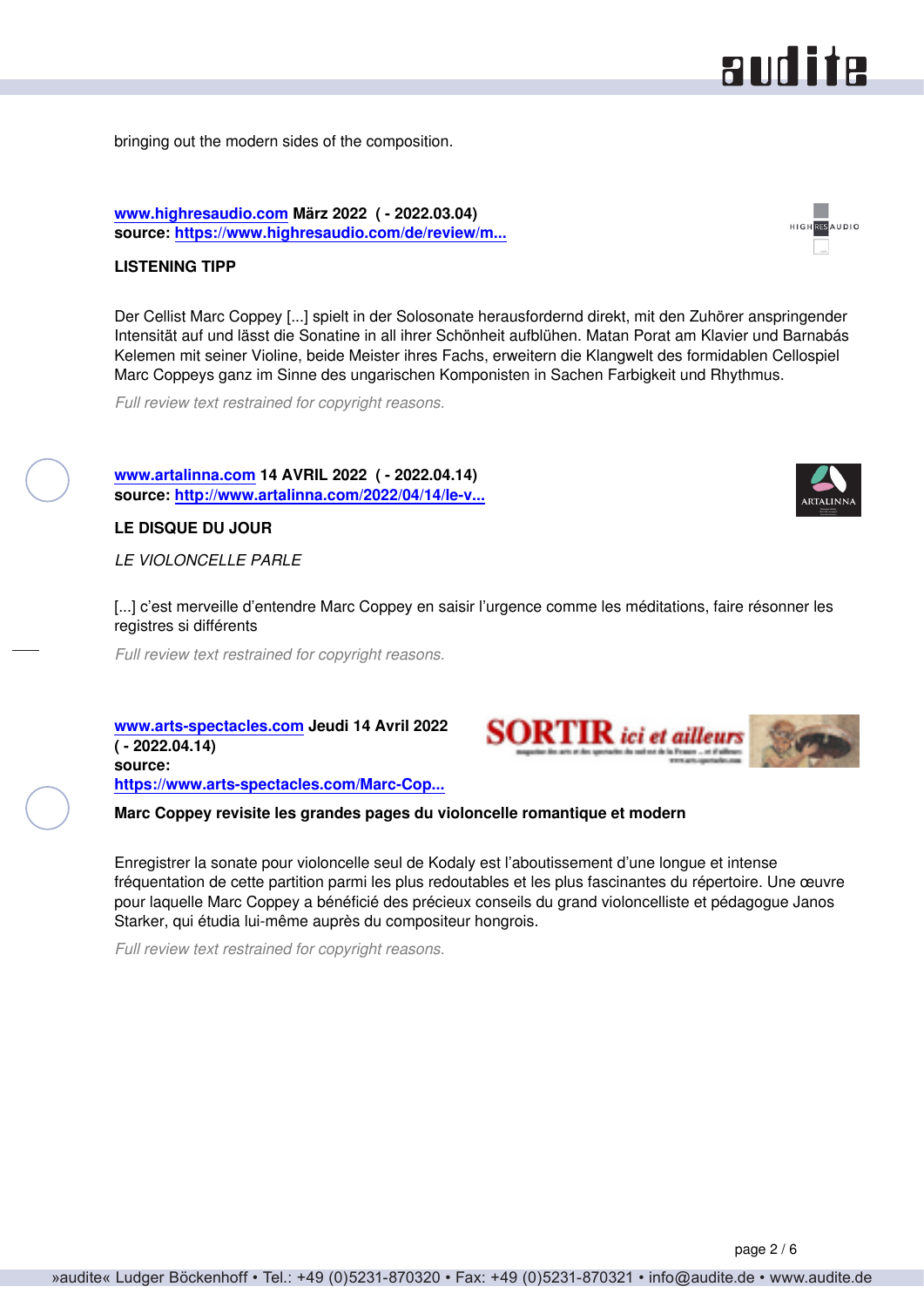bringing out the modern sides of the composition.

**www.highresaudio.com März 2022 ( - 2022.03.04)**
**source: https://www.highresaudio.com/de/review/m...**

**LISTENING TIPP**

Der Cellist Marc Coppey [...] spielt in der Solosonate herausfordernd direkt, mit den Zuhörer anspringender Intensität auf und lässt die Sonatine in all ihrer Schönheit aufblühen. Matan Porat am Klavier und Barnabás Kelemen mit seiner Violine, beide Meister ihres Fachs, erweitern die Klangwelt des formidablen Cellospiel Marc Coppeys ganz im Sinne des ungarischen Komponisten in Sachen Farbigkeit und Rhythmus.

*Full review text restrained for copyright reasons.*

**www.artalinna.com 14 AVRIL 2022 ( - 2022.04.14)**
**source: http://www.artalinna.com/2022/04/14/le-v...**

**LE DISQUE DU JOUR**

*LE VIOLONCELLE PARLE*

[...] c'est merveille d'entendre Marc Coppey en saisir l'urgence comme les méditations, faire résonner les registres si différents

*Full review text restrained for copyright reasons.*

**www.arts-spectacles.com Jeudi 14 Avril 2022 ( - 2022.04.14)**
**source: https://www.arts-spectacles.com/Marc-Cop...**

**Marc Coppey revisite les grandes pages du violoncelle romantique et modern**

Enregistrer la sonate pour violoncelle seul de Kodaly est l'aboutissement d'une longue et intense fréquentation de cette partition parmi les plus redoutables et les plus fascinantes du répertoire. Une œuvre pour laquelle Marc Coppey a bénéficié des précieux conseils du grand violoncelliste et pédagogue Janos Starker, qui étudia lui-même auprès du compositeur hongrois.

*Full review text restrained for copyright reasons.*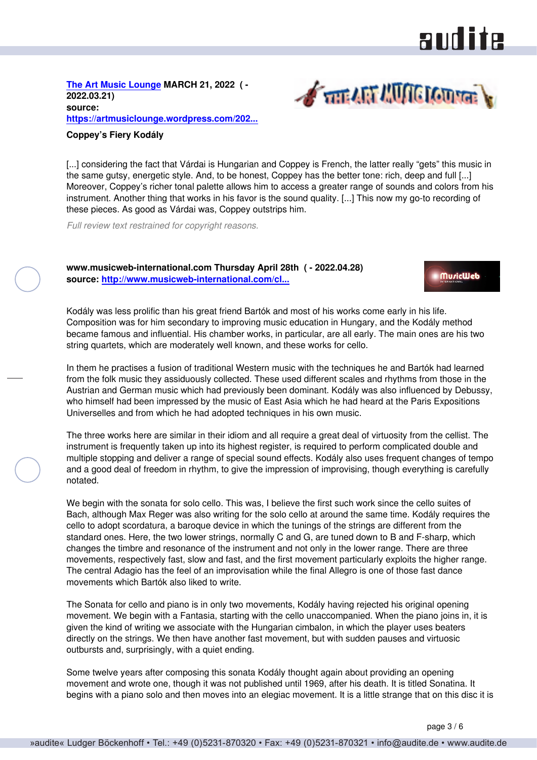**The Art Music Lounge MARCH 21, 2022 ( - 2022.03.21)**
**source: https://artmusiclounge.wordpress.com/202...**

**Coppey's Fiery Kodály**

[...] considering the fact that Várdai is Hungarian and Coppey is French, the latter really "gets" this music in the same gutsy, energetic style. And, to be honest, Coppey has the better tone: rich, deep and full [...] Moreover, Coppey's richer tonal palette allows him to access a greater range of sounds and colors from his instrument. Another thing that works in his favor is the sound quality. [...] This now my go-to recording of these pieces. As good as Várdai was, Coppey outstrips him.

*Full review text restrained for copyright reasons.*

**www.musicweb-international.com Thursday April 28th ( - 2022.04.28)**
**source: http://www.musicweb-international.com/cl...**

Kodály was less prolific than his great friend Bartók and most of his works come early in his life. Composition was for him secondary to improving music education in Hungary, and the Kodály method became famous and influential. His chamber works, in particular, are all early. The main ones are his two string quartets, which are moderately well known, and these works for cello.

In them he practises a fusion of traditional Western music with the techniques he and Bartók had learned from the folk music they assiduously collected. These used different scales and rhythms from those in the Austrian and German music which had previously been dominant. Kodály was also influenced by Debussy, who himself had been impressed by the music of East Asia which he had heard at the Paris Expositions Universelles and from which he had adopted techniques in his own music.

The three works here are similar in their idiom and all require a great deal of virtuosity from the cellist. The instrument is frequently taken up into its highest register, is required to perform complicated double and multiple stopping and deliver a range of special sound effects. Kodály also uses frequent changes of tempo and a good deal of freedom in rhythm, to give the impression of improvising, though everything is carefully notated.

We begin with the sonata for solo cello. This was, I believe the first such work since the cello suites of Bach, although Max Reger was also writing for the solo cello at around the same time. Kodály requires the cello to adopt scordatura, a baroque device in which the tunings of the strings are different from the standard ones. Here, the two lower strings, normally C and G, are tuned down to B and F-sharp, which changes the timbre and resonance of the instrument and not only in the lower range. There are three movements, respectively fast, slow and fast, and the first movement particularly exploits the higher range. The central Adagio has the feel of an improvisation while the final Allegro is one of those fast dance movements which Bartók also liked to write.

The Sonata for cello and piano is in only two movements, Kodály having rejected his original opening movement. We begin with a Fantasia, starting with the cello unaccompanied. When the piano joins in, it is given the kind of writing we associate with the Hungarian cimbalon, in which the player uses beaters directly on the strings. We then have another fast movement, but with sudden pauses and virtuosic outbursts and, surprisingly, with a quiet ending.

Some twelve years after composing this sonata Kodály thought again about providing an opening movement and wrote one, though it was not published until 1969, after his death. It is titled Sonatina. It begins with a piano solo and then moves into an elegiac movement. It is a little strange that on this disc it is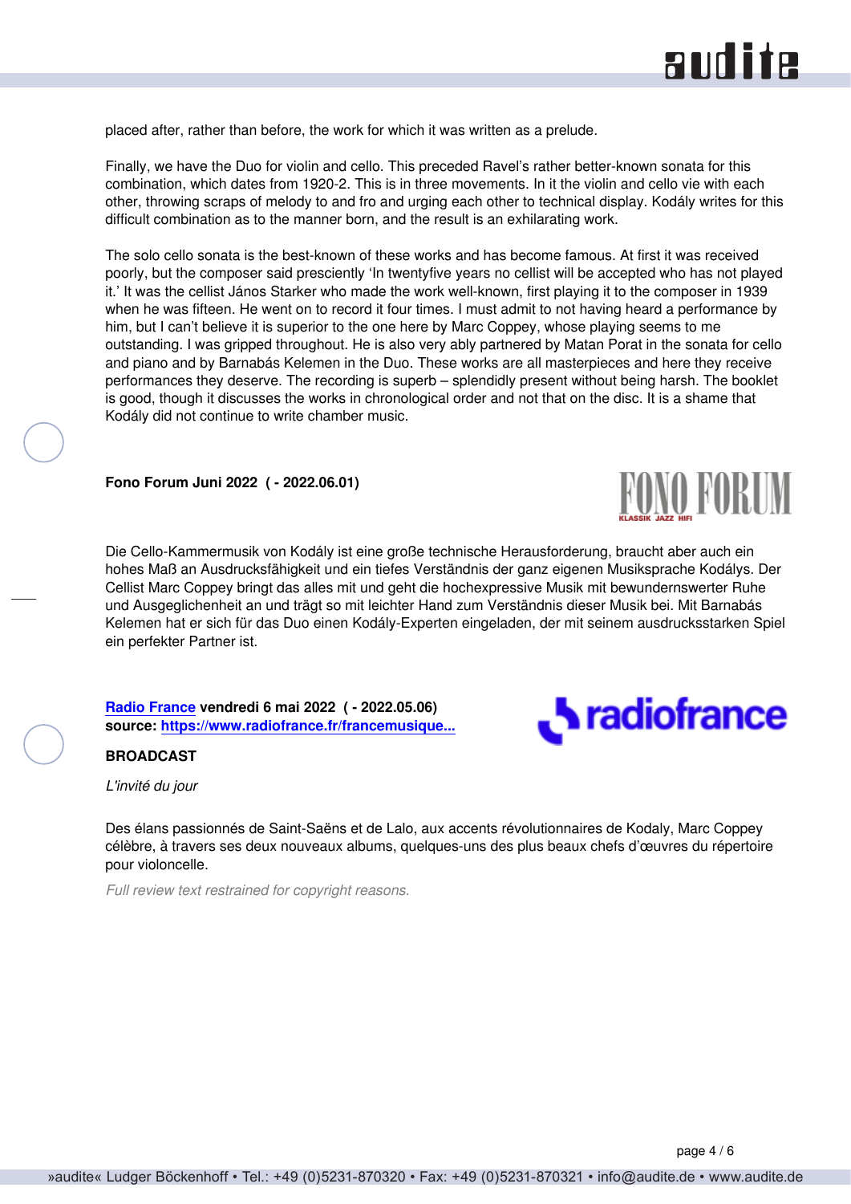placed after, rather than before, the work for which it was written as a prelude.

Finally, we have the Duo for violin and cello. This preceded Ravel's rather better-known sonata for this combination, which dates from 1920-2. This is in three movements. In it the violin and cello vie with each other, throwing scraps of melody to and fro and urging each other to technical display. Kodály writes for this difficult combination as to the manner born, and the result is an exhilarating work.

The solo cello sonata is the best-known of these works and has become famous. At first it was received poorly, but the composer said presciently 'In twentyfive years no cellist will be accepted who has not played it.' It was the cellist János Starker who made the work well-known, first playing it to the composer in 1939 when he was fifteen. He went on to record it four times. I must admit to not having heard a performance by him, but I can't believe it is superior to the one here by Marc Coppey, whose playing seems to me outstanding. I was gripped throughout. He is also very ably partnered by Matan Porat in the sonata for cello and piano and by Barnabás Kelemen in the Duo. These works are all masterpieces and here they receive performances they deserve. The recording is superb – splendidly present without being harsh. The booklet is good, though it discusses the works in chronological order and not that on the disc. It is a shame that Kodály did not continue to write chamber music.

**Fono Forum Juni 2022 ( - 2022.06.01)**

Die Cello-Kammermusik von Kodály ist eine große technische Herausforderung, braucht aber auch ein hohes Maß an Ausdrucksfähigkeit und ein tiefes Verständnis der ganz eigenen Musiksprache Kodálys. Der Cellist Marc Coppey bringt das alles mit und geht die hochexpressive Musik mit bewundernswerter Ruhe und Ausgeglichenheit an und trägt so mit leichter Hand zum Verständnis dieser Musik bei. Mit Barnabás Kelemen hat er sich für das Duo einen Kodály-Experten eingeladen, der mit seinem ausdrucksstarken Spiel ein perfekter Partner ist.

**Radio France vendredi 6 mai 2022 ( - 2022.05.06)**
**source: https://www.radiofrance.fr/francemusique...**

**BROADCAST**

*L'invité du jour*

Des élans passionnés de Saint-Saëns et de Lalo, aux accents révolutionnaires de Kodaly, Marc Coppey célèbre, à travers ses deux nouveaux albums, quelques-uns des plus beaux chefs d'œuvres du répertoire pour violoncelle.

*Full review text restrained for copyright reasons.*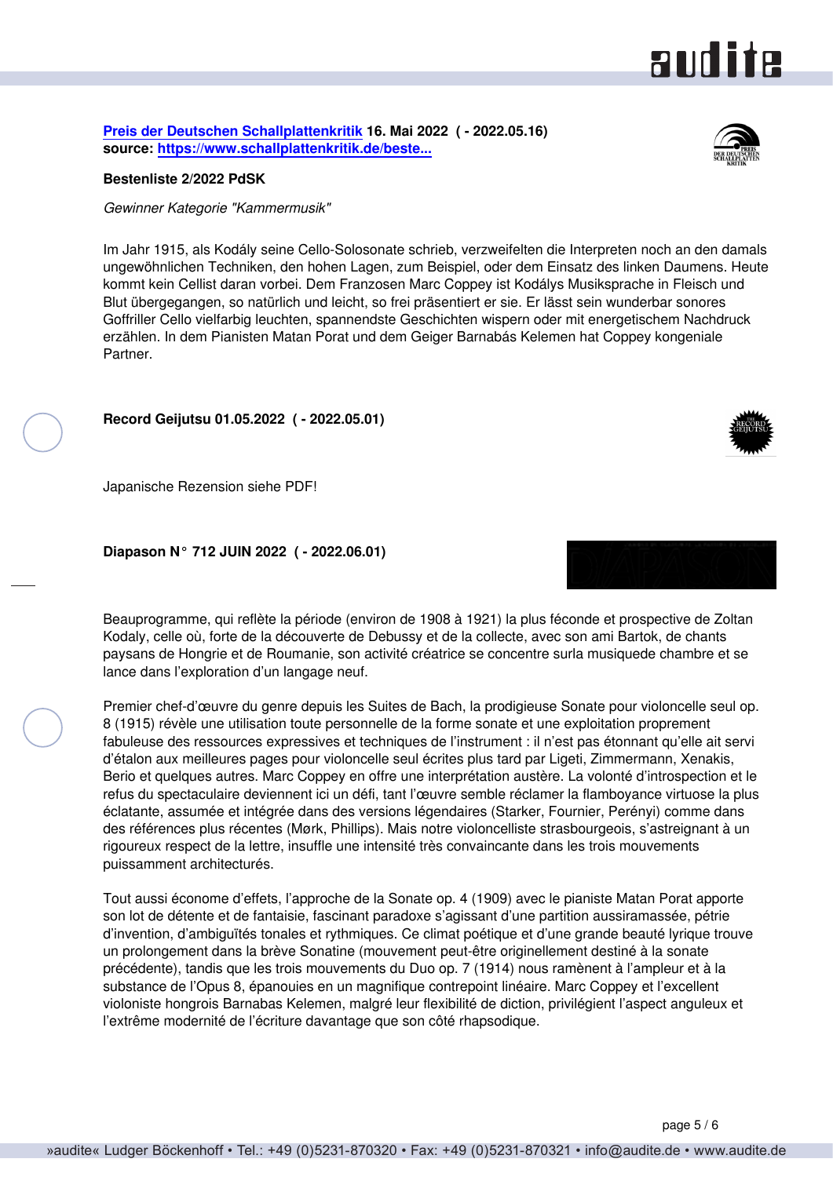**Preis der Deutschen Schallplattenkritik 16. Mai 2022 ( - 2022.05.16)**
**source: https://www.schallplattenkritik.de/beste...**

**Bestenliste 2/2022 PdSK**

*Gewinner Kategorie "Kammermusik"*

Im Jahr 1915, als Kodály seine Cello-Solosonate schrieb, verzweifelten die Interpreten noch an den damals ungewöhnlichen Techniken, den hohen Lagen, zum Beispiel, oder dem Einsatz des linken Daumens. Heute kommt kein Cellist daran vorbei. Dem Franzosen Marc Coppey ist Kodálys Musiksprache in Fleisch und Blut übergegangen, so natürlich und leicht, so frei präsentiert er sie. Er lässt sein wunderbar sonores Goffriller Cello vielfarbig leuchten, spannendste Geschichten wispern oder mit energetischem Nachdruck erzählen. In dem Pianisten Matan Porat und dem Geiger Barnabás Kelemen hat Coppey kongeniale Partner.

**Record Geijutsu 01.05.2022 ( - 2022.05.01)**

Japanische Rezension siehe PDF!

**Diapason N° 712 JUIN 2022 ( - 2022.06.01)**

Beauprogramme, qui reflète la période (environ de 1908 à 1921) la plus féconde et prospective de Zoltan Kodaly, celle où, forte de la découverte de Debussy et de la collecte, avec son ami Bartok, de chants paysans de Hongrie et de Roumanie, son activité créatrice se concentre surla musiquede chambre et se lance dans l'exploration d'un langage neuf.

Premier chef-d'œuvre du genre depuis les Suites de Bach, la prodigieuse Sonate pour violoncelle seul op. 8 (1915) révèle une utilisation toute personnelle de la forme sonate et une exploitation proprement fabuleuse des ressources expressives et techniques de l'instrument : il n'est pas étonnant qu'elle ait servi d'étalon aux meilleures pages pour violoncelle seul écrites plus tard par Ligeti, Zimmermann, Xenakis, Berio et quelques autres. Marc Coppey en offre une interprétation austère. La volonté d'introspection et le refus du spectaculaire deviennent ici un défi, tant l'œuvre semble réclamer la flamboyance virtuose la plus éclatante, assumée et intégrée dans des versions légendaires (Starker, Fournier, Perényi) comme dans des références plus récentes (Mørk, Phillips). Mais notre violoncelliste strasbourgeois, s'astreignant à un rigoureux respect de la lettre, insuffle une intensité très convaincante dans les trois mouvements puissamment architecturés.

Tout aussi économe d'effets, l'approche de la Sonate op. 4 (1909) avec le pianiste Matan Porat apporte son lot de détente et de fantaisie, fascinant paradoxe s'agissant d'une partition aussiramassée, pétrie d'invention, d'ambiguïtés tonales et rythmiques. Ce climat poétique et d'une grande beauté lyrique trouve un prolongement dans la brève Sonatine (mouvement peut-être originellement destiné à la sonate précédente), tandis que les trois mouvements du Duo op. 7 (1914) nous ramènent à l'ampleur et à la substance de l'Opus 8, épanouies en un magnifique contrepoint linéaire. Marc Coppey et l'excellent violoniste hongrois Barnabas Kelemen, malgré leur flexibilité de diction, privilégient l'aspect anguleux et l'extrême modernité de l'écriture davantage que son côté rhapsodique.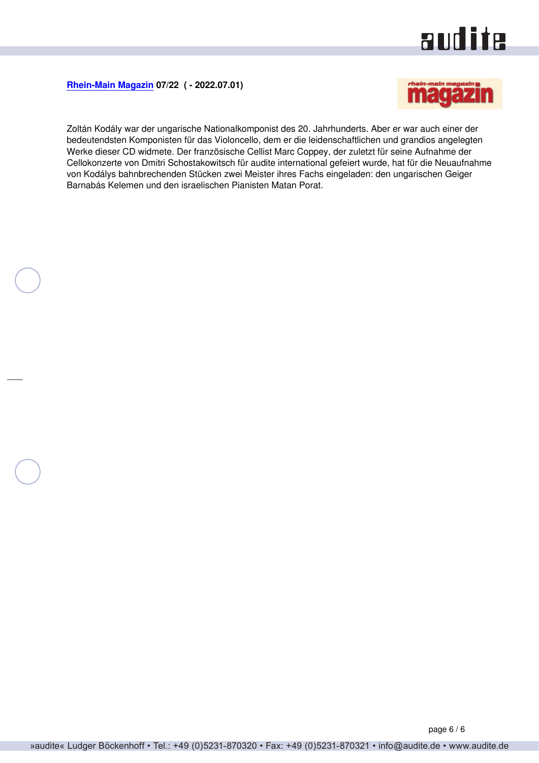**Rhein-Main Magazin 07/22 ( - 2022.07.01)**

Zoltán Kodály war der ungarische Nationalkomponist des 20. Jahrhunderts. Aber er war auch einer der bedeutendsten Komponisten für das Violoncello, dem er die leidenschaftlichen und grandios angelegten Werke dieser CD widmete. Der französische Cellist Marc Coppey, der zuletzt für seine Aufnahme der Cellokonzerte von Dmitri Schostakowitsch für audite international gefeiert wurde, hat für die Neuaufnahme von Kodálys bahnbrechenden Stücken zwei Meister ihres Fachs eingeladen: den ungarischen Geiger Barnabás Kelemen und den israelischen Pianisten Matan Porat.